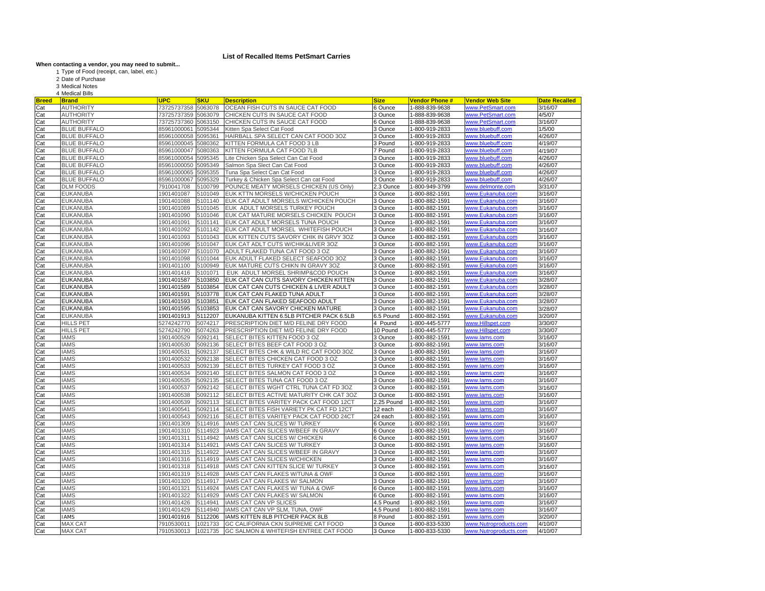# List of Recalled Items PetSmart Carries

**When contacting a vendor, you may need to submit...**

1. Type of Food (receipt, can, label, etc.)
2. Date of Purchase
3. Medical Notes
4. Medical Bills

| Breed | Brand | UPC | SKU | Description | Size | Vendor Phone # | Vendor Web Site | Date Recalled |
|---|---|---|---|---|---|---|---|---|
| Cat | AUTHORITY | 73725737358 | 5063078 | OCEAN FISH CUTS IN SAUCE CAT FOOD | 6 Ounce | 1-888-839-9638 | www.PetSmart.com | 3/16/07 |
| Cat | AUTHORITY | 73725737359 | 5063079 | CHICKEN CUTS IN SAUCE CAT FOOD | 3 Ounce | 1-888-839-9638 | www.PetSmart.com | 4/5/07 |
| Cat | AUTHORITY | 73725737360 | 5063150 | CHICKEN CUTS IN SAUCE CAT FOOD | 6 Ounce | 1-888-839-9638 | www.PetSmart.com | 3/16/07 |
| Cat | BLUE BUFFALO | 85961000061 | 5095344 | Kitten Spa Select Cat Food | 3 Ounce | 1-800-919-2833 | www.bluebuff.com | 1/5/00 |
| Cat | BLUE BUFFALO | 85961000058 | 5095361 | HAIRBALL SPA SELECT CAN CAT FOOD 3OZ | 3 Ounce | 1-800-919-2833 | www.bluebuff.com | 4/26/07 |
| Cat | BLUE BUFFALO | 85961000046 | 5080362 | KITTEN FORMULA CAT FOOD 3 LB | 3 Pound | 1-800-919-2833 | www.bluebuff.com | 4/19/07 |
| Cat | BLUE BUFFALO | 85961000047 | 5080363 | KITTEN FORMULA CAT FOOD 7LB | 7 Pound | 1-800-919-2833 | www.bluebuff.com | 4/19/07 |
| Cat | BLUE BUFFALO | 85961000054 | 5095345 | Lite Chicken Spa Select Can Cat Food | 3 Ounce | 1-800-919-2833 | www.bluebuff.com | 4/26/07 |
| Cat | BLUE BUFFALO | 85961000050 | 5095349 | Salmon Spa Slect Can Cat Food | 3 Ounce | 1-800-919-2833 | www.bluebuff.com | 4/26/07 |
| Cat | BLUE BUFFALO | 85961000065 | 5095355 | Tuna Spa Select Can Cat Food | 3 Ounce | 1-800-919-2833 | www.bluebuff.com | 4/26/07 |
| Cat | BLUE BUFFALO | 85961000067 | 5095329 | Turkey & Chicken Spa Select Can cat Food | 3 Ounce | 1-800-919-2833 | www.bluebuff.com | 4/26/07 |
| Cat | DLM FOODS | 7910041708 | 5100799 | POUNCE MEATY MORSELS CHICKEN (US Only) | 2.3 Ounce | 1-800-949-3799 | www.delmonte.com | 3/31/07 |
| Cat | EUKANUBA | 1901401087 | 5101049 | EUK KTTN MORSELS W/CHICKEN POUCH | 3 Ounce | 1-800-882-1591 | www.Eukanuba.com | 3/16/07 |
| Cat | EUKANUBA | 1901401088 | 5101140 | EUK CAT ADULT MORSELS W/CHICKEN POUCH | 3 Ounce | 1-800-882-1591 | www.Eukanuba.com | 3/16/07 |
| Cat | EUKANUBA | 1901401089 | 5101045 | EUK ADULT MORSELS TURKEY POUCH | 3 Ounce | 1-800-882-1591 | www.Eukanuba.com | 3/16/07 |
| Cat | EUKANUBA | 1901401090 | 5101046 | EUK CAT MATURE MORSELS CHICKEN POUCH | 3 Ounce | 1-800-882-1591 | www.Eukanuba.com | 3/16/07 |
| Cat | EUKANUBA | 1901401091 | 5101141 | EUK CAT ADULT MORSELS TUNA POUCH | 3 Ounce | 1-800-882-1591 | www.Eukanuba.com | 3/16/07 |
| Cat | EUKANUBA | 1901401092 | 5101142 | EUK CAT ADULT MORSEL WHITEFISH POUCH | 3 Ounce | 1-800-882-1591 | www.Eukanuba.com | 3/16/07 |
| Cat | EUKANUBA | 1901401093 | 5101043 | EUK KITTEN CUTS SAVORY CHIK IN GRVY 3OZ | 3 Ounce | 1-800-882-1591 | www.Eukanuba.com | 3/16/07 |
| Cat | EUKANUBA | 1901401096 | 5101047 | EUK CAT ADLT CUTS W/CHIK&LIVER 3OZ | 3 Ounce | 1-800-882-1591 | www.Eukanuba.com | 3/16/07 |
| Cat | EUKANUBA | 1901401097 | 5101070 | ADULT FLAKED TUNA CAT FOOD 3 OZ | 3 Ounce | 1-800-882-1591 | www.Eukanuba.com | 3/16/07 |
| Cat | EUKANUBA | 1901401098 | 5101044 | EUK ADULT FLAKED SELECT SEAFOOD 3OZ | 3 Ounce | 1-800-882-1591 | www.Eukanuba.com | 3/16/07 |
| Cat | EUKANUBA | 1901401100 | 5100949 | EUK MATURE CUTS CHIKN IN GRAVY 3OZ | 3 Ounce | 1-800-882-1591 | www.Eukanuba.com | 3/16/07 |
| Cat | EUKANUBA | 1901401416 | 5101071 | EUK ADULT MORSEL SHRIMP&COD POUCH | 3 Ounce | 1-800-882-1591 | www.Eukanuba.com | 3/16/07 |
| Cat | EUKANUBA | 1901401587 | 5103850 | EUK CAT CAN CUTS SAVORY CHICKEN KITTEN | 3 Ounce | 1-800-882-1591 | www.Eukanuba.com | 3/28/07 |
| Cat | EUKANUBA | 1901401589 | 5103854 | EUK CAT CAN CUTS CHICKEN & LIVER ADULT | 3 Ounce | 1-800-882-1591 | www.Eukanuba.com | 3/28/07 |
| Cat | EUKANUBA | 1901401591 | 5103778 | EUK CAT CAN FLAKED TUNA ADULT | 3 Ounce | 1-800-882-1591 | www.Eukanuba.com | 3/28/07 |
| Cat | EUKANUBA | 1901401593 | 5103851 | EUK CAT CAN FLAKED SEAFOOD ADULT | 3 Ounce | 1-800-882-1591 | www.Eukanuba.com | 3/28/07 |
| Cat | EUKANUBA | 1901401595 | 5103853 | EUK CAT CAN SAVORY CHICKEN MATURE | 3 Ounce | 1-800-882-1591 | www.Eukanuba.com | 3/28/07 |
| Cat | EUKANUBA | 1901401913 | 5112207 | EUKANUBA KITTEN 6.5LB PITCHER PACK 6.5LB | 6.5 Pound | 1-800-882-1591 | www.Eukanuba.com | 3/20/07 |
| Cat | HILLS PET | 5274242770 | 5074217 | PRESCRIPTION DIET M/D FELINE DRY FOOD | 4 Pound | 1-800-445-5777 | www.Hillspet.com | 3/30/07 |
| Cat | HILLS PET | 5274242790 | 5074263 | PRESCRIPTION DIET M/D FELINE DRY FOOD | 10 Pound | 1-800-445-5777 | www.Hillspet.com | 3/30/07 |
| Cat | IAMS | 1901400529 | 5092141 | SELECT BITES KITTEN FOOD 3 OZ | 3 Ounce | 1-800-882-1591 | www.Iams.com | 3/16/07 |
| Cat | IAMS | 1901400530 | 5092136 | SELECT BITES BEEF CAT FOOD 3 OZ | 3 Ounce | 1-800-882-1591 | www.Iams.com | 3/16/07 |
| Cat | IAMS | 1901400531 | 5092137 | SELECT BITES CHK & WILD RC CAT FOOD 3OZ | 3 Ounce | 1-800-882-1591 | www.Iams.com | 3/16/07 |
| Cat | IAMS | 1901400532 | 5092138 | SELECT BITES CHICKEN CAT FOOD 3 OZ | 3 Ounce | 1-800-882-1591 | www.Iams.com | 3/16/07 |
| Cat | IAMS | 1901400533 | 5092139 | SELECT BITES TURKEY CAT FOOD 3 OZ | 3 Ounce | 1-800-882-1591 | www.Iams.com | 3/16/07 |
| Cat | IAMS | 1901400534 | 5092140 | SELECT BITES SALMON CAT FOOD 3 OZ | 3 Ounce | 1-800-882-1591 | www.Iams.com | 3/16/07 |
| Cat | IAMS | 1901400535 | 5092135 | SELECT BITES TUNA CAT FOOD 3 OZ | 3 Ounce | 1-800-882-1591 | www.Iams.com | 3/16/07 |
| Cat | IAMS | 1901400537 | 5092142 | SELECT BITES WGHT CTRL TUNA CAT FD 3OZ | 3 Ounce | 1-800-882-1591 | www.Iams.com | 3/16/07 |
| Cat | IAMS | 1901400538 | 5092112 | SELECT BITES ACTIVE MATURITY CHK CAT 3OZ | 3 Ounce | 1-800-882-1591 | www.Iams.com | 3/16/07 |
| Cat | IAMS | 1901400539 | 5092113 | SELECT BITES VARITEY PACK CAT FOOD 12CT | 2.25 Pound | 1-800-882-1591 | www.Iams.com | 3/16/07 |
| Cat | IAMS | 1901400541 | 5092114 | SELECT BITES FISH VARIETY PK CAT FD 12CT | 12 each | 1-800-882-1591 | www.Iams.com | 3/16/07 |
| Cat | IAMS | 1901400543 | 5092116 | SELECT BITES VARITEY PACK CAT FOOD 24CT | 24 each | 1-800-882-1591 | www.Iams.com | 3/16/07 |
| Cat | IAMS | 1901401309 | 5114916 | IAMS CAT CAN SLICES W/ TURKEY | 6 Ounce | 1-800-882-1591 | www.Iams.com | 3/16/07 |
| Cat | IAMS | 1901401310 | 5114923 | IAMS CAT CAN SLICES W/BEEF IN GRAVY | 6 Ounce | 1-800-882-1591 | www.Iams.com | 3/16/07 |
| Cat | IAMS | 1901401311 | 5114942 | IAMS CAT CAN SLICES W/ CHICKEN | 6 Ounce | 1-800-882-1591 | www.Iams.com | 3/16/07 |
| Cat | IAMS | 1901401314 | 5114921 | IAMS CAT CAN SLICES W/ TURKEY | 3 Ounce | 1-800-882-1591 | www.Iams.com | 3/16/07 |
| Cat | IAMS | 1901401315 | 5114922 | IAMS CAT CAN SLICES W/BEEF IN GRAVY | 3 Ounce | 1-800-882-1591 | www.Iams.com | 3/16/07 |
| Cat | IAMS | 1901401316 | 5114919 | IAMS CAT CAN SLICES W/CHICKEN | 3 Ounce | 1-800-882-1591 | www.Iams.com | 3/16/07 |
| Cat | IAMS | 1901401318 | 5114918 | IAMS CAT CAN KITTEN SLICE W/ TURKEY | 3 Ounce | 1-800-882-1591 | www.Iams.com | 3/16/07 |
| Cat | IAMS | 1901401319 | 5114928 | IAMS CAT CAN FLAKES W/TUNA & OWF | 3 Ounce | 1-800-882-1591 | www.Iams.com | 3/16/07 |
| Cat | IAMS | 1901401320 | 5114917 | IAMS CAT CAN FLAKES W/ SALMON | 3 Ounce | 1-800-882-1591 | www.Iams.com | 3/16/07 |
| Cat | IAMS | 1901401321 | 5114924 | IAMS CAT CAN FLAKES W/ TUNA & OWF | 6 Ounce | 1-800-882-1591 | www.Iams.com | 3/16/07 |
| Cat | IAMS | 1901401322 | 5114929 | IAMS CAT CAN FLAKES W/ SALMON | 6 Ounce | 1-800-882-1591 | www.Iams.com | 3/16/07 |
| Cat | IAMS | 1901401426 | 5114941 | IAMS CAT CAN VP SLICES | 4.5 Pound | 1-800-882-1591 | www.Iams.com | 3/16/07 |
| Cat | IAMS | 1901401429 | 5114940 | IAMS CAT CAN VP SLM, TUNA, OWF | 4.5 Pound | 1-800-882-1591 | www.Iams.com | 3/16/07 |
| Cat | IAMS | 1901401916 | 5112206 | IAMS KITTEN 8LB PITCHER PACK 8LB | 8 Pound | 1-800-882-1591 | www.Iams.com | 3/20/07 |
| Cat | MAX CAT | 7910530011 | 1021733 | GC CALIFORNIA CKN SUPREME CAT FOOD | 3 Ounce | 1-800-833-5330 | www.Nutroproducts.com | 4/10/07 |
| Cat | MAX CAT | 7910530013 | 1021735 | GC SALMON & WHITEFISH ENTREE CAT FOOD | 3 Ounce | 1-800-833-5330 | www.Nutroproducts.com | 4/10/07 |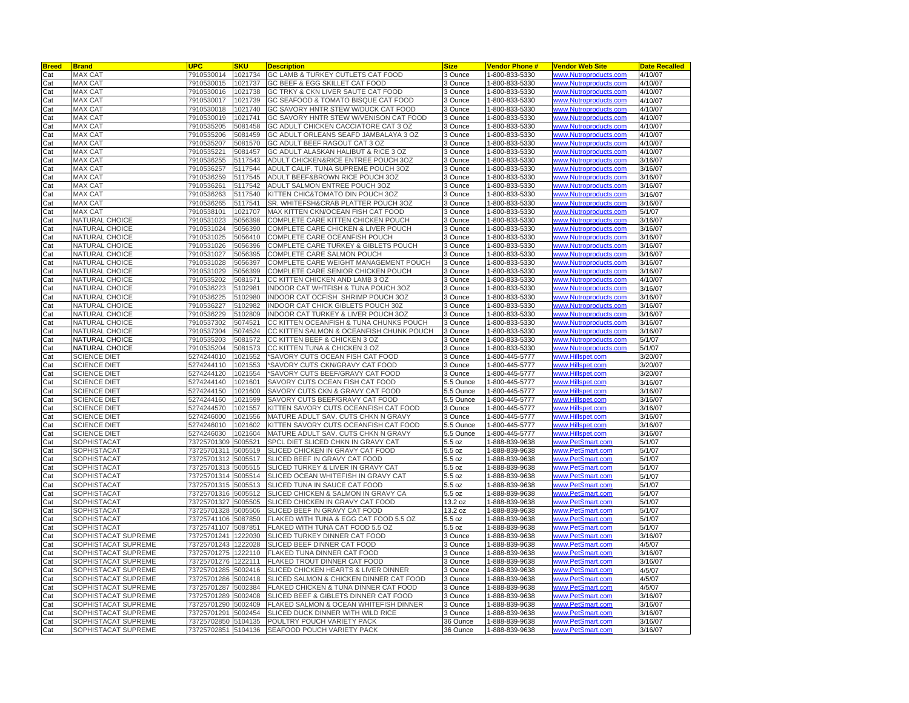| Breed | Brand | UPC | SKU | Description | Size | Vendor Phone # | Vendor Web Site | Date Recalled |
|---|---|---|---|---|---|---|---|---|
| Cat | MAX CAT | 7910530014 | 1021734 | GC LAMB & TURKEY CUTLETS CAT FOOD | 3 Ounce | 1-800-833-5330 | www.Nutroproducts.com | 4/10/07 |
| Cat | MAX CAT | 7910530015 | 1021737 | GC BEEF & EGG SKILLET CAT FOOD | 3 Ounce | 1-800-833-5330 | www.Nutroproducts.com | 4/10/07 |
| Cat | MAX CAT | 7910530016 | 1021738 | GC TRKY & CKN LIVER SAUTE CAT FOOD | 3 Ounce | 1-800-833-5330 | www.Nutroproducts.com | 4/10/07 |
| Cat | MAX CAT | 7910530017 | 1021739 | GC SEAFOOD & TOMATO BISQUE CAT FOOD | 3 Ounce | 1-800-833-5330 | www.Nutroproducts.com | 4/10/07 |
| Cat | MAX CAT | 7910530018 | 1021740 | GC SAVORY HNTR STEW W/DUCK CAT FOOD | 3 Ounce | 1-800-833-5330 | www.Nutroproducts.com | 4/10/07 |
| Cat | MAX CAT | 7910530019 | 1021741 | GC SAVORY HNTR STEW W/VENISON CAT FOOD | 3 Ounce | 1-800-833-5330 | www.Nutroproducts.com | 4/10/07 |
| Cat | MAX CAT | 7910535205 | 5081458 | GC ADULT CHICKEN CACCIATORE CAT 3 OZ | 3 Ounce | 1-800-833-5330 | www.Nutroproducts.com | 4/10/07 |
| Cat | MAX CAT | 7910535206 | 5081459 | GC ADULT ORLEANS SEAFD JAMBALAYA 3 OZ | 3 Ounce | 1-800-833-5330 | www.Nutroproducts.com | 4/10/07 |
| Cat | MAX CAT | 7910535207 | 5081570 | GC ADULT BEEF RAGOUT CAT 3 OZ | 3 Ounce | 1-800-833-5330 | www.Nutroproducts.com | 4/10/07 |
| Cat | MAX CAT | 7910535221 | 5081457 | GC ADULT ALASKAN HALIBUT & RICE 3 OZ | 3 Ounce | 1-800-833-5330 | www.Nutroproducts.com | 4/10/07 |
| Cat | MAX CAT | 7910536255 | 5117543 | ADULT CHICKEN&RICE ENTREE POUCH 3OZ | 3 Ounce | 1-800-833-5330 | www.Nutroproducts.com | 3/16/07 |
| Cat | MAX CAT | 7910536257 | 5117544 | ADULT CALIF. TUNA SUPREME POUCH 3OZ | 3 Ounce | 1-800-833-5330 | www.Nutroproducts.com | 3/16/07 |
| Cat | MAX CAT | 7910536259 | 5117545 | ADULT BEEF&BROWN RICE POUCH 3OZ | 3 Ounce | 1-800-833-5330 | www.Nutroproducts.com | 3/16/07 |
| Cat | MAX CAT | 7910536261 | 5117542 | ADULT SALMON ENTREE POUCH 3OZ | 3 Ounce | 1-800-833-5330 | www.Nutroproducts.com | 3/16/07 |
| Cat | MAX CAT | 7910536263 | 5117540 | KITTEN CHIC&TOMATO DIN POUCH 3OZ | 3 Ounce | 1-800-833-5330 | www.Nutroproducts.com | 3/16/07 |
| Cat | MAX CAT | 7910536265 | 5117541 | SR. WHITEFSH&CRAB PLATTER POUCH 3OZ | 3 Ounce | 1-800-833-5330 | www.Nutroproducts.com | 3/16/07 |
| Cat | MAX CAT | 7910538101 | 1021707 | MAX KITTEN CKN/OCEAN FISH CAT FOOD | 3 Ounce | 1-800-833-5330 | www.Nutroproducts.com | 5/1/07 |
| Cat | NATURAL CHOICE | 7910531023 | 5056398 | COMPLETE CARE KITTEN CHICKEN POUCH | 3 Ounce | 1-800-833-5330 | www.Nutroproducts.com | 3/16/07 |
| Cat | NATURAL CHOICE | 7910531024 | 5056390 | COMPLETE CARE CHICKEN & LIVER POUCH | 3 Ounce | 1-800-833-5330 | www.Nutroproducts.com | 3/16/07 |
| Cat | NATURAL CHOICE | 7910531025 | 5056410 | COMPLETE CARE OCEANFISH POUCH | 3 Ounce | 1-800-833-5330 | www.Nutroproducts.com | 3/16/07 |
| Cat | NATURAL CHOICE | 7910531026 | 5056396 | COMPLETE CARE TURKEY & GIBLETS POUCH | 3 Ounce | 1-800-833-5330 | www.Nutroproducts.com | 3/16/07 |
| Cat | NATURAL CHOICE | 7910531027 | 5056395 | COMPLETE CARE SALMON POUCH | 3 Ounce | 1-800-833-5330 | www.Nutroproducts.com | 3/16/07 |
| Cat | NATURAL CHOICE | 7910531028 | 5056397 | COMPLETE CARE WEIGHT MANAGEMENT POUCH | 3 Ounce | 1-800-833-5330 | www.Nutroproducts.com | 3/16/07 |
| Cat | NATURAL CHOICE | 7910531029 | 5056399 | COMPLETE CARE SENIOR CHICKEN POUCH | 3 Ounce | 1-800-833-5330 | www.Nutroproducts.com | 3/16/07 |
| Cat | NATURAL CHOICE | 7910535202 | 5081571 | CC KITTEN CHICKEN AND LAMB 3 OZ | 3 Ounce | 1-800-833-5330 | www.Nutroproducts.com | 4/10/07 |
| Cat | NATURAL CHOICE | 7910536223 | 5102981 | INDOOR CAT WHTFISH & TUNA POUCH 3OZ | 3 Ounce | 1-800-833-5330 | www.Nutroproducts.com | 3/16/07 |
| Cat | NATURAL CHOICE | 7910536225 | 5102980 | INDOOR CAT OCFISH SHRIMP POUCH 3OZ | 3 Ounce | 1-800-833-5330 | www.Nutroproducts.com | 3/16/07 |
| Cat | NATURAL CHOICE | 7910536227 | 5102982 | INDOOR CAT CHICK GIBLETS POUCH 3OZ | 3 Ounce | 1-800-833-5330 | www.Nutroproducts.com | 3/16/07 |
| Cat | NATURAL CHOICE | 7910536229 | 5102809 | INDOOR CAT TURKEY & LIVER POUCH 3OZ | 3 Ounce | 1-800-833-5330 | www.Nutroproducts.com | 3/16/07 |
| Cat | NATURAL CHOICE | 7910537302 | 5074521 | CC KITTEN OCEANFISH & TUNA CHUNKS POUCH | 3 Ounce | 1-800-833-5330 | www.Nutroproducts.com | 3/16/07 |
| Cat | NATURAL CHOICE | 7910537304 | 5074524 | CC KITTEN SALMON & OCEANFISH CHUNK POUCH | 3 Ounce | 1-800-833-5330 | www.Nutroproducts.com | 3/16/07 |
| Cat | NATURAL CHOICE | 7910535203 | 5081572 | CC KITTEN BEEF & CHICKEN 3 OZ | 3 Ounce | 1-800-833-5330 | www.Nutroproducts.com | 5/1/07 |
| Cat | NATURAL CHOICE | 7910535204 | 5081573 | CC KITTEN TUNA & CHICKEN 3 OZ | 3 Ounce | 1-800-833-5330 | www.Nutroproducts.com | 5/1/07 |
| Cat | SCIENCE DIET | 5274244010 | 1021552 | *SAVORY CUTS OCEAN FISH CAT FOOD | 3 Ounce | 1-800-445-5777 | www.Hillspet.com | 3/20/07 |
| Cat | SCIENCE DIET | 5274244110 | 1021553 | *SAVORY CUTS CKN/GRAVY CAT FOOD | 3 Ounce | 1-800-445-5777 | www.Hillspet.com | 3/20/07 |
| Cat | SCIENCE DIET | 5274244120 | 1021554 | *SAVORY CUTS BEEF/GRAVY CAT FOOD | 3 Ounce | 1-800-445-5777 | www.Hillspet.com | 3/20/07 |
| Cat | SCIENCE DIET | 5274244140 | 1021601 | SAVORY CUTS OCEAN FISH CAT FOOD | 5.5 Ounce | 1-800-445-5777 | www.Hillspet.com | 3/16/07 |
| Cat | SCIENCE DIET | 5274244150 | 1021600 | SAVORY CUTS CKN & GRAVY CAT FOOD | 5.5 Ounce | 1-800-445-5777 | www.Hillspet.com | 3/16/07 |
| Cat | SCIENCE DIET | 5274244160 | 1021599 | SAVORY CUTS BEEF/GRAVY CAT FOOD | 5.5 Ounce | 1-800-445-5777 | www.Hillspet.com | 3/16/07 |
| Cat | SCIENCE DIET | 5274244570 | 1021557 | KITTEN SAVORY CUTS OCEANFISH CAT FOOD | 3 Ounce | 1-800-445-5777 | www.Hillspet.com | 3/16/07 |
| Cat | SCIENCE DIET | 5274246000 | 1021556 | MATURE ADULT SAV. CUTS CHKN N GRAVY | 3 Ounce | 1-800-445-5777 | www.Hillspet.com | 3/16/07 |
| Cat | SCIENCE DIET | 5274246010 | 1021602 | KITTEN SAVORY CUTS OCEANFISH CAT FOOD | 5.5 Ounce | 1-800-445-5777 | www.Hillspet.com | 3/16/07 |
| Cat | SCIENCE DIET | 5274246030 | 1021604 | MATURE ADULT SAV. CUTS CHKN N GRAVY | 5.5 Ounce | 1-800-445-5777 | www.Hillspet.com | 3/16/07 |
| Cat | SOPHISTACAT | 73725701309 | 5005521 | SPCL DIET SLICED CHKN IN GRAVY CAT | 5.5 oz | 1-888-839-9638 | www.PetSmart.com | 5/1/07 |
| Cat | SOPHISTACAT | 73725701311 | 5005519 | SLICED CHICKEN IN GRAVY CAT FOOD | 5.5 oz | 1-888-839-9638 | www.PetSmart.com | 5/1/07 |
| Cat | SOPHISTACAT | 73725701312 | 5005517 | SLICED BEEF IN GRAVY CAT FOOD | 5.5 oz | 1-888-839-9638 | www.PetSmart.com | 5/1/07 |
| Cat | SOPHISTACAT | 73725701313 | 5005515 | SLICED TURKEY & LIVER IN GRAVY CAT | 5.5 oz | 1-888-839-9638 | www.PetSmart.com | 5/1/07 |
| Cat | SOPHISTACAT | 73725701314 | 5005514 | SLICED OCEAN WHITEFISH IN GRAVY CAT | 5.5 oz | 1-888-839-9638 | www.PetSmart.com | 5/1/07 |
| Cat | SOPHISTACAT | 73725701315 | 5005513 | SLICED TUNA IN SAUCE CAT FOOD | 5.5 oz | 1-888-839-9638 | www.PetSmart.com | 5/1/07 |
| Cat | SOPHISTACAT | 73725701316 | 5005512 | SLICED CHICKEN & SALMON IN GRAVY CA | 5.5 oz | 1-888-839-9638 | www.PetSmart.com | 5/1/07 |
| Cat | SOPHISTACAT | 73725701327 | 5005505 | SLICED CHICKEN IN GRAVY CAT FOOD | 13.2 oz | 1-888-839-9638 | www.PetSmart.com | 5/1/07 |
| Cat | SOPHISTACAT | 73725701328 | 5005506 | SLICED BEEF IN GRAVY CAT FOOD | 13.2 oz | 1-888-839-9638 | www.PetSmart.com | 5/1/07 |
| Cat | SOPHISTACAT | 73725741106 | 5087850 | FLAKED WITH TUNA & EGG CAT FOOD 5.5 OZ | 5.5 oz | 1-888-839-9638 | www.PetSmart.com | 5/1/07 |
| Cat | SOPHISTACAT | 73725741107 | 5087851 | FLAKED WITH TUNA CAT FOOD 5.5 OZ | 5.5 oz | 1-888-839-9638 | www.PetSmart.com | 5/1/07 |
| Cat | SOPHISTACAT SUPREME | 73725701241 | 1222030 | SLICED TURKEY DINNER CAT FOOD | 3 Ounce | 1-888-839-9638 | www.PetSmart.com | 3/16/07 |
| Cat | SOPHISTACAT SUPREME | 73725701243 | 1222028 | SLICED BEEF DINNER CAT FOOD | 3 Ounce | 1-888-839-9638 | www.PetSmart.com | 4/5/07 |
| Cat | SOPHISTACAT SUPREME | 73725701275 | 1222110 | FLAKED TUNA DINNER CAT FOOD | 3 Ounce | 1-888-839-9638 | www.PetSmart.com | 3/16/07 |
| Cat | SOPHISTACAT SUPREME | 73725701276 | 1222111 | FLAKED TROUT DINNER CAT FOOD | 3 Ounce | 1-888-839-9638 | www.PetSmart.com | 3/16/07 |
| Cat | SOPHISTACAT SUPREME | 73725701285 | 5002416 | SLICED CHICKEN HEARTS & LIVER DINNER | 3 Ounce | 1-888-839-9638 | www.PetSmart.com | 4/5/07 |
| Cat | SOPHISTACAT SUPREME | 73725701286 | 5002418 | SLICED SALMON & CHICKEN DINNER CAT FOOD | 3 Ounce | 1-888-839-9638 | www.PetSmart.com | 4/5/07 |
| Cat | SOPHISTACAT SUPREME | 73725701287 | 5002384 | FLAKED CHICKEN & TUNA DINNER CAT FOOD | 3 Ounce | 1-888-839-9638 | www.PetSmart.com | 4/5/07 |
| Cat | SOPHISTACAT SUPREME | 73725701289 | 5002408 | SLICED BEEF & GIBLETS DINNER CAT FOOD | 3 Ounce | 1-888-839-9638 | www.PetSmart.com | 3/16/07 |
| Cat | SOPHISTACAT SUPREME | 73725701290 | 5002409 | FLAKED SALMON & OCEAN WHITEFISH DINNER | 3 Ounce | 1-888-839-9638 | www.PetSmart.com | 3/16/07 |
| Cat | SOPHISTACAT SUPREME | 73725701291 | 5002454 | SLICED DUCK DINNER WITH WILD RICE | 3 Ounce | 1-888-839-9638 | www.PetSmart.com | 3/16/07 |
| Cat | SOPHISTACAT SUPREME | 73725702850 | 5104135 | POULTRY POUCH VARIETY PACK | 36 Ounce | 1-888-839-9638 | www.PetSmart.com | 3/16/07 |
| Cat | SOPHISTACAT SUPREME | 73725702851 | 5104136 | SEAFOOD POUCH VARIETY PACK | 36 Ounce | 1-888-839-9638 | www.PetSmart.com | 3/16/07 |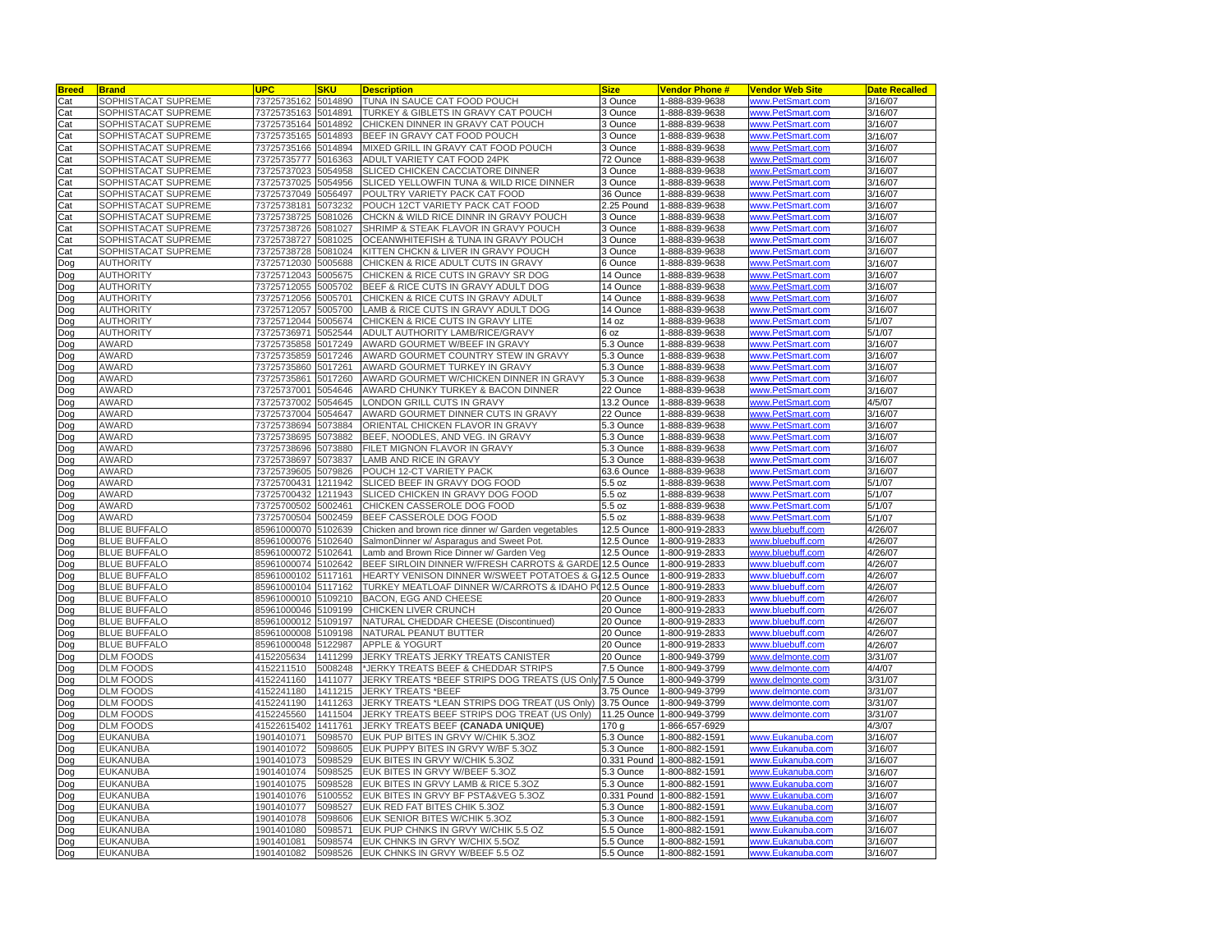| Breed | Brand | UPC | SKU | Description | Size | Vendor Phone # | Vendor Web Site | Date Recalled |
|---|---|---|---|---|---|---|---|---|
| Cat | SOPHISTACAT SUPREME | 73725735162 | 5014890 | TUNA IN SAUCE CAT FOOD POUCH | 3 Ounce | 1-888-839-9638 | www.PetSmart.com | 3/16/07 |
| Cat | SOPHISTACAT SUPREME | 73725735163 | 5014891 | TURKEY & GIBLETS IN GRAVY CAT POUCH | 3 Ounce | 1-888-839-9638 | www.PetSmart.com | 3/16/07 |
| Cat | SOPHISTACAT SUPREME | 73725735164 | 5014892 | CHICKEN DINNER IN GRAVY CAT POUCH | 3 Ounce | 1-888-839-9638 | www.PetSmart.com | 3/16/07 |
| Cat | SOPHISTACAT SUPREME | 73725735165 | 5014893 | BEEF IN GRAVY CAT FOOD POUCH | 3 Ounce | 1-888-839-9638 | www.PetSmart.com | 3/16/07 |
| Cat | SOPHISTACAT SUPREME | 73725735166 | 5014894 | MIXED GRILL IN GRAVY CAT FOOD POUCH | 3 Ounce | 1-888-839-9638 | www.PetSmart.com | 3/16/07 |
| Cat | SOPHISTACAT SUPREME | 73725735777 | 5016363 | ADULT VARIETY CAT FOOD 24PK | 72 Ounce | 1-888-839-9638 | www.PetSmart.com | 3/16/07 |
| Cat | SOPHISTACAT SUPREME | 73725737023 | 5054958 | SLICED CHICKEN CACCIATORE DINNER | 3 Ounce | 1-888-839-9638 | www.PetSmart.com | 3/16/07 |
| Cat | SOPHISTACAT SUPREME | 73725737025 | 5054956 | SLICED YELLOWFIN TUNA & WILD RICE DINNER | 3 Ounce | 1-888-839-9638 | www.PetSmart.com | 3/16/07 |
| Cat | SOPHISTACAT SUPREME | 73725737049 | 5056497 | POULTRY VARIETY PACK CAT FOOD | 36 Ounce | 1-888-839-9638 | www.PetSmart.com | 3/16/07 |
| Cat | SOPHISTACAT SUPREME | 73725738181 | 5073232 | POUCH 12CT VARIETY PACK CAT FOOD | 2.25 Pound | 1-888-839-9638 | www.PetSmart.com | 3/16/07 |
| Cat | SOPHISTACAT SUPREME | 73725738725 | 5081026 | CHCKN & WILD RICE DINNR IN GRAVY POUCH | 3 Ounce | 1-888-839-9638 | www.PetSmart.com | 3/16/07 |
| Cat | SOPHISTACAT SUPREME | 73725738726 | 5081027 | SHRIMP & STEAK FLAVOR IN GRAVY POUCH | 3 Ounce | 1-888-839-9638 | www.PetSmart.com | 3/16/07 |
| Cat | SOPHISTACAT SUPREME | 73725738727 | 5081025 | OCEANWHITEFISH & TUNA IN GRAVY POUCH | 3 Ounce | 1-888-839-9638 | www.PetSmart.com | 3/16/07 |
| Cat | SOPHISTACAT SUPREME | 73725738728 | 5081024 | KITTEN CHCKN & LIVER IN GRAVY POUCH | 3 Ounce | 1-888-839-9638 | www.PetSmart.com | 3/16/07 |
| Dog | AUTHORITY | 73725712030 | 5005688 | CHICKEN & RICE ADULT CUTS IN GRAVY | 6 Ounce | 1-888-839-9638 | www.PetSmart.com | 3/16/07 |
| Dog | AUTHORITY | 73725712043 | 5005675 | CHICKEN & RICE CUTS IN GRAVY SR DOG | 14 Ounce | 1-888-839-9638 | www.PetSmart.com | 3/16/07 |
| Dog | AUTHORITY | 73725712055 | 5005702 | BEEF & RICE CUTS IN GRAVY ADULT DOG | 14 Ounce | 1-888-839-9638 | www.PetSmart.com | 3/16/07 |
| Dog | AUTHORITY | 73725712056 | 5005701 | CHICKEN & RICE CUTS IN GRAVY ADULT | 14 Ounce | 1-888-839-9638 | www.PetSmart.com | 3/16/07 |
| Dog | AUTHORITY | 73725712057 | 5005700 | LAMB & RICE CUTS IN GRAVY ADULT DOG | 14 Ounce | 1-888-839-9638 | www.PetSmart.com | 3/16/07 |
| Dog | AUTHORITY | 73725712044 | 5005674 | CHICKEN & RICE CUTS IN GRAVY LITE | 14 oz | 1-888-839-9638 | www.PetSmart.com | 5/1/07 |
| Dog | AUTHORITY | 73725736971 | 5052544 | ADULT AUTHORITY LAMB/RICE/GRAVY | 6 oz | 1-888-839-9638 | www.PetSmart.com | 5/1/07 |
| Dog | AWARD | 73725735858 | 5017249 | AWARD GOURMET W/BEEF IN GRAVY | 5.3 Ounce | 1-888-839-9638 | www.PetSmart.com | 3/16/07 |
| Dog | AWARD | 73725735859 | 5017246 | AWARD GOURMET COUNTRY STEW IN GRAVY | 5.3 Ounce | 1-888-839-9638 | www.PetSmart.com | 3/16/07 |
| Dog | AWARD | 73725735860 | 5017261 | AWARD GOURMET TURKEY IN GRAVY | 5.3 Ounce | 1-888-839-9638 | www.PetSmart.com | 3/16/07 |
| Dog | AWARD | 73725735861 | 5017260 | AWARD GOURMET W/CHICKEN DINNER IN GRAVY | 5.3 Ounce | 1-888-839-9638 | www.PetSmart.com | 3/16/07 |
| Dog | AWARD | 73725737001 | 5054646 | AWARD CHUNKY TURKEY & BACON DINNER | 22 Ounce | 1-888-839-9638 | www.PetSmart.com | 3/16/07 |
| Dog | AWARD | 73725737002 | 5054645 | LONDON GRILL CUTS IN GRAVY | 13.2 Ounce | 1-888-839-9638 | www.PetSmart.com | 4/5/07 |
| Dog | AWARD | 73725737004 | 5054647 | AWARD GOURMET DINNER CUTS IN GRAVY | 22 Ounce | 1-888-839-9638 | www.PetSmart.com | 3/16/07 |
| Dog | AWARD | 73725738694 | 5073884 | ORIENTAL CHICKEN FLAVOR IN GRAVY | 5.3 Ounce | 1-888-839-9638 | www.PetSmart.com | 3/16/07 |
| Dog | AWARD | 73725738695 | 5073882 | BEEF, NOODLES, AND VEG. IN GRAVY | 5.3 Ounce | 1-888-839-9638 | www.PetSmart.com | 3/16/07 |
| Dog | AWARD | 73725738696 | 5073880 | FILET MIGNON FLAVOR IN GRAVY | 5.3 Ounce | 1-888-839-9638 | www.PetSmart.com | 3/16/07 |
| Dog | AWARD | 73725738697 | 5073837 | LAMB AND RICE IN GRAVY | 5.3 Ounce | 1-888-839-9638 | www.PetSmart.com | 3/16/07 |
| Dog | AWARD | 73725739605 | 5079826 | POUCH 12-CT VARIETY PACK | 63.6 Ounce | 1-888-839-9638 | www.PetSmart.com | 3/16/07 |
| Dog | AWARD | 73725700431 | 1211942 | SLICED BEEF IN GRAVY DOG FOOD | 5.5 oz | 1-888-839-9638 | www.PetSmart.com | 5/1/07 |
| Dog | AWARD | 73725700432 | 1211943 | SLICED CHICKEN IN GRAVY DOG FOOD | 5.5 oz | 1-888-839-9638 | www.PetSmart.com | 5/1/07 |
| Dog | AWARD | 73725700502 | 5002461 | CHICKEN CASSEROLE DOG FOOD | 5.5 oz | 1-888-839-9638 | www.PetSmart.com | 5/1/07 |
| Dog | AWARD | 73725700504 | 5002459 | BEEF CASSEROLE DOG FOOD | 5.5 oz | 1-888-839-9638 | www.PetSmart.com | 5/1/07 |
| Dog | BLUE BUFFALO | 85961000070 | 5102639 | Chicken and brown rice dinner w/ Garden vegetables | 12.5 Ounce | 1-800-919-2833 | www.bluebuff.com | 4/26/07 |
| Dog | BLUE BUFFALO | 85961000076 | 5102640 | SalmonDinner w/ Asparagus and Sweet Pot. | 12.5 Ounce | 1-800-919-2833 | www.bluebuff.com | 4/26/07 |
| Dog | BLUE BUFFALO | 85961000072 | 5102641 | Lamb and Brown Rice Dinner w/ Garden Veg | 12.5 Ounce | 1-800-919-2833 | www.bluebuff.com | 4/26/07 |
| Dog | BLUE BUFFALO | 85961000074 | 5102642 | BEEF SIRLOIN DINNER W/FRESH CARROTS & GARDE | 12.5 Ounce | 1-800-919-2833 | www.bluebuff.com | 4/26/07 |
| Dog | BLUE BUFFALO | 85961000102 | 5117161 | HEARTY VENISON DINNER W/SWEET POTATOES & G | 12.5 Ounce | 1-800-919-2833 | www.bluebuff.com | 4/26/07 |
| Dog | BLUE BUFFALO | 85961000104 | 5117162 | TURKEY MEATLOAF DINNER W/CARROTS & IDAHO P | 12.5 Ounce | 1-800-919-2833 | www.bluebuff.com | 4/26/07 |
| Dog | BLUE BUFFALO | 85961000010 | 5109210 | BACON, EGG AND CHEESE | 20 Ounce | 1-800-919-2833 | www.bluebuff.com | 4/26/07 |
| Dog | BLUE BUFFALO | 85961000046 | 5109199 | CHICKEN LIVER CRUNCH | 20 Ounce | 1-800-919-2833 | www.bluebuff.com | 4/26/07 |
| Dog | BLUE BUFFALO | 85961000012 | 5109197 | NATURAL CHEDDAR CHEESE (Discontinued) | 20 Ounce | 1-800-919-2833 | www.bluebuff.com | 4/26/07 |
| Dog | BLUE BUFFALO | 85961000008 | 5109198 | NATURAL PEANUT BUTTER | 20 Ounce | 1-800-919-2833 | www.bluebuff.com | 4/26/07 |
| Dog | BLUE BUFFALO | 85961000048 | 5122987 | APPLE & YOGURT | 20 Ounce | 1-800-919-2833 | www.bluebuff.com | 4/26/07 |
| Dog | DLM FOODS | 4152205634 | 1411299 | JERKY TREATS JERKY TREATS CANISTER | 20 Ounce | 1-800-949-3799 | www.delmonte.com | 3/31/07 |
| Dog | DLM FOODS | 4152211510 | 5008248 | *JERKY TREATS BEEF & CHEDDAR STRIPS | 7.5 Ounce | 1-800-949-3799 | www.delmonte.com | 4/4/07 |
| Dog | DLM FOODS | 4152241160 | 1411077 | JERKY TREATS *BEEF STRIPS DOG TREATS (US Only) | 7.5 Ounce | 1-800-949-3799 | www.delmonte.com | 3/31/07 |
| Dog | DLM FOODS | 4152241180 | 1411215 | JERKY TREATS *BEEF | 3.75 Ounce | 1-800-949-3799 | www.delmonte.com | 3/31/07 |
| Dog | DLM FOODS | 4152241190 | 1411263 | JERKY TREATS *LEAN STRIPS DOG TREAT (US Only) | 3.75 Ounce | 1-800-949-3799 | www.delmonte.com | 3/31/07 |
| Dog | DLM FOODS | 4152245560 | 1411504 | JERKY TREATS BEEF STRIPS DOG TREAT (US Only) | 11.25 Ounce | 1-800-949-3799 | www.delmonte.com | 3/31/07 |
| Dog | DLM FOODS | 41522615402 | 1411761 | JERKY TREATS BEEF **(CANADA UNIQUE)** | 170 g | 1-866-657-6929 | | 4/3/07 |
| Dog | EUKANUBA | 1901401071 | 5098570 | EUK PUP BITES IN GRVY W/CHIK 5.3OZ | 5.3 Ounce | 1-800-882-1591 | www.Eukanuba.com | 3/16/07 |
| Dog | EUKANUBA | 1901401072 | 5098605 | EUK PUPPY BITES IN GRVY W/BF 5.3OZ | 5.3 Ounce | 1-800-882-1591 | www.Eukanuba.com | 3/16/07 |
| Dog | EUKANUBA | 1901401073 | 5098529 | EUK BITES IN GRVY W/CHIK 5.3OZ | 0.331 Pound | 1-800-882-1591 | www.Eukanuba.com | 3/16/07 |
| Dog | EUKANUBA | 1901401074 | 5098525 | EUK BITES IN GRVY W/BEEF 5.3OZ | 5.3 Ounce | 1-800-882-1591 | www.Eukanuba.com | 3/16/07 |
| Dog | EUKANUBA | 1901401075 | 5098528 | EUK BITES IN GRVY LAMB & RICE 5.3OZ | 5.3 Ounce | 1-800-882-1591 | www.Eukanuba.com | 3/16/07 |
| Dog | EUKANUBA | 1901401076 | 5100552 | EUK BITES IN GRVY BF PSTA&VEG 5.3OZ | 0.331 Pound | 1-800-882-1591 | www.Eukanuba.com | 3/16/07 |
| Dog | EUKANUBA | 1901401077 | 5098527 | EUK RED FAT BITES CHIK 5.3OZ | 5.3 Ounce | 1-800-882-1591 | www.Eukanuba.com | 3/16/07 |
| Dog | EUKANUBA | 1901401078 | 5098606 | EUK SENIOR BITES W/CHIK 5.3OZ | 5.3 Ounce | 1-800-882-1591 | www.Eukanuba.com | 3/16/07 |
| Dog | EUKANUBA | 1901401080 | 5098571 | EUK PUP CHNKS IN GRVY W/CHIK 5.5 OZ | 5.5 Ounce | 1-800-882-1591 | www.Eukanuba.com | 3/16/07 |
| Dog | EUKANUBA | 1901401081 | 5098574 | EUK CHNKS IN GRVY W/CHIX 5.5OZ | 5.5 Ounce | 1-800-882-1591 | www.Eukanuba.com | 3/16/07 |
| Dog | EUKANUBA | 1901401082 | 5098526 | EUK CHNKS IN GRVY W/BEEF 5.5 OZ | 5.5 Ounce | 1-800-882-1591 | www.Eukanuba.com | 3/16/07 |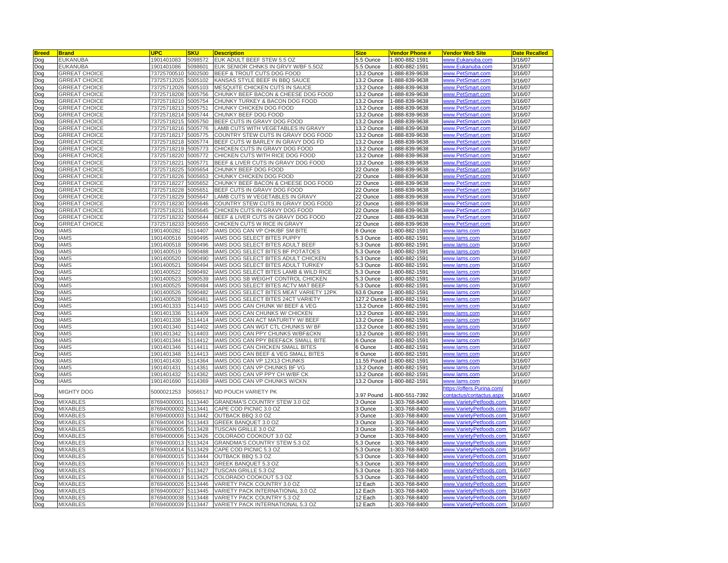| Breed | Brand | UPC | SKU | Description | Size | Vendor Phone # | Vendor Web Site | Date Recalled |
|---|---|---|---|---|---|---|---|---|
| Dog | EUKANUBA | 1901401083 | 5098572 | EUK ADULT BEEF STEW 5.5 OZ | 5.5 Ounce | 1-800-882-1591 | www.Eukanuba.com | 3/16/07 |
| Dog | EUKANUBA | 1901401086 | 5098601 | EUK SENIOR CHNKS IN GRVY W/BF 5.5OZ | 5.5 Ounce | 1-800-882-1591 | www.Eukanuba.com | 3/16/07 |
| Dog | GRREAT CHOICE | 73725700510 | 5002500 | BEEF & TROUT CUTS DOG FOOD | 13.2 Ounce | 1-888-839-9638 | www.PetSmart.com | 3/16/07 |
| Dog | GRREAT CHOICE | 73725712025 | 5005102 | KANSAS STYLE BEEF IN BBQ SAUCE | 13.2 Ounce | 1-888-839-9638 | www.PetSmart.com | 3/16/07 |
| Dog | GRREAT CHOICE | 73725712026 | 5005103 | MESQUITE CHICKEN CUTS IN SAUCE | 13.2 Ounce | 1-888-839-9638 | www.PetSmart.com | 3/16/07 |
| Dog | GRREAT CHOICE | 73725718208 | 5005756 | CHUNKY BEEF BACON & CHEESE DOG FOOD | 13.2 Ounce | 1-888-839-9638 | www.PetSmart.com | 3/16/07 |
| Dog | GRREAT CHOICE | 73725718210 | 5005754 | CHUNKY TURKEY & BACON DOG FOOD | 13.2 Ounce | 1-888-839-9638 | www.PetSmart.com | 3/16/07 |
| Dog | GRREAT CHOICE | 73725718213 | 5005751 | CHUNKY CHICKEN DOG FOOD | 13.2 Ounce | 1-888-839-9638 | www.PetSmart.com | 3/16/07 |
| Dog | GRREAT CHOICE | 73725718214 | 5005744 | CHUNKY BEEF DOG FOOD | 13.2 Ounce | 1-888-839-9638 | www.PetSmart.com | 3/16/07 |
| Dog | GRREAT CHOICE | 73725718215 | 5005750 | BEEF CUTS IN GRAVY DOG FOOD | 13.2 Ounce | 1-888-839-9638 | www.PetSmart.com | 3/16/07 |
| Dog | GRREAT CHOICE | 73725718216 | 5005776 | LAMB CUTS WITH VEGETABLES IN GRAVY | 13.2 Ounce | 1-888-839-9638 | www.PetSmart.com | 3/16/07 |
| Dog | GRREAT CHOICE | 73725718217 | 5005775 | COUNTRY STEW CUTS IN GRAVY DOG FOOD | 13.2 Ounce | 1-888-839-9638 | www.PetSmart.com | 3/16/07 |
| Dog | GRREAT CHOICE | 73725718218 | 5005774 | BEEF CUTS W BARLEY IN GRAVY DOG FD | 13.2 Ounce | 1-888-839-9638 | www.PetSmart.com | 3/16/07 |
| Dog | GRREAT CHOICE | 73725718219 | 5005773 | CHICKEN CUTS IN GRAVY DOG FOOD | 13.2 Ounce | 1-888-839-9638 | www.PetSmart.com | 3/16/07 |
| Dog | GRREAT CHOICE | 73725718220 | 5005772 | CHICKEN CUTS WITH RICE DOG FOOD | 13.2 Ounce | 1-888-839-9638 | www.PetSmart.com | 3/16/07 |
| Dog | GRREAT CHOICE | 73725718221 | 5005771 | BEEF & LIVER CUTS IN GRAVY DOG FOOD | 13.2 Ounce | 1-888-839-9638 | www.PetSmart.com | 3/16/07 |
| Dog | GRREAT CHOICE | 73725718225 | 5005654 | CHUNKY BEEF DOG FOOD | 22 Ounce | 1-888-839-9638 | www.PetSmart.com | 3/16/07 |
| Dog | GRREAT CHOICE | 73725718226 | 5005653 | CHUNKY CHICKEN DOG FOOD | 22 Ounce | 1-888-839-9638 | www.PetSmart.com | 3/16/07 |
| Dog | GRREAT CHOICE | 73725718227 | 5005652 | CHUNKY BEEF BACON & CHEESE DOG FOOD | 22 Ounce | 1-888-839-9638 | www.PetSmart.com | 3/16/07 |
| Dog | GRREAT CHOICE | 73725718228 | 5005651 | BEEF CUTS IN GRAVY DOG FOOD | 22 Ounce | 1-888-839-9638 | www.PetSmart.com | 3/16/07 |
| Dog | GRREAT CHOICE | 73725718229 | 5005647 | LAMB CUTS W VEGETABLES IN GRAVY | 22 Ounce | 1-888-839-9638 | www.PetSmart.com | 3/16/07 |
| Dog | GRREAT CHOICE | 73725718230 | 5005646 | COUNTRY STEW CUTS IN GRAVY DOG FOOD | 22 Ounce | 1-888-839-9638 | www.PetSmart.com | 3/16/07 |
| Dog | GRREAT CHOICE | 73725718231 | 5005645 | CHICKEN CUTS IN GRAVY DOG FOOD | 22 Ounce | 1-888-839-9638 | www.PetSmart.com | 3/16/07 |
| Dog | GRREAT CHOICE | 73725718232 | 5005644 | BEEF & LIVER CUTS IN GRAVY DOG FOOD | 22 Ounce | 1-888-839-9638 | www.PetSmart.com | 3/16/07 |
| Dog | GRREAT CHOICE | 73725718233 | 5005655 | CHICKEN CUTS W RICE IN GRAVY | 22 Ounce | 1-888-839-9638 | www.PetSmart.com | 3/16/07 |
| Dog | IAMS | 1901400282 | 5114407 | IAMS DOG CAN VP CHK/BF SM BITE | 6 Ounce | 1-800-882-1591 | www.Iams.com | 3/16/07 |
| Dog | IAMS | 1901400516 | 5090495 | IAMS DOG SELECT BITES PUPPY | 5.3 Ounce | 1-800-882-1591 | www.Iams.com | 3/16/07 |
| Dog | IAMS | 1901400518 | 5090496 | IAMS DOG SELECT BITES ADULT BEEF | 5.3 Ounce | 1-800-882-1591 | www.Iams.com | 3/16/07 |
| Dog | IAMS | 1901400519 | 5090488 | IAMS DOG SELECT BITES BF POTATOES | 5.3 Ounce | 1-800-882-1591 | www.Iams.com | 3/16/07 |
| Dog | IAMS | 1901400520 | 5090490 | IAMS DOG SELECT BITES ADULT CHICKEN | 5.3 Ounce | 1-800-882-1591 | www.Iams.com | 3/16/07 |
| Dog | IAMS | 1901400521 | 5090494 | IAMS DOG SELECT BITES ADULT TURKEY | 5.3 Ounce | 1-800-882-1591 | www.Iams.com | 3/16/07 |
| Dog | IAMS | 1901400522 | 5090492 | IAMS DOG SELECT BITES LAMB & WILD RICE | 5.3 Ounce | 1-800-882-1591 | www.Iams.com | 3/16/07 |
| Dog | IAMS | 1901400523 | 5090539 | IAMS DOG SB WEIGHT CONTROL CHICKEN | 5.3 Ounce | 1-800-882-1591 | www.Iams.com | 3/16/07 |
| Dog | IAMS | 1901400525 | 5090484 | IAMS DOG SELECT BITES ACTV MAT BEEF | 5.3 Ounce | 1-800-882-1591 | www.Iams.com | 3/16/07 |
| Dog | IAMS | 1901400526 | 5090482 | IAMS DOG SELECT BITES MEAT VARIETY 12PK | 63.6 Ounce | 1-800-882-1591 | www.Iams.com | 3/16/07 |
| Dog | IAMS | 1901400528 | 5090481 | IAMS DOG SELECT BITES 24CT VARIETY | 127.2 Ounce | 1-800-882-1591 | www.Iams.com | 3/16/07 |
| Dog | IAMS | 1901401333 | 5114410 | IAMS DOG CAN CHUNK W/ BEEF & VEG | 13.2 Ounce | 1-800-882-1591 | www.Iams.com | 3/16/07 |
| Dog | IAMS | 1901401336 | 5114409 | IAMS DOG CAN CHUNKS W/ CHICKEN | 13.2 Ounce | 1-800-882-1591 | www.Iams.com | 3/16/07 |
| Dog | IAMS | 1901401338 | 5114414 | IAMS DOG CAN ACT MATURITY W/ BEEF | 13.2 Ounce | 1-800-882-1591 | www.Iams.com | 3/16/07 |
| Dog | IAMS | 1901401340 | 5114402 | IAMS DOG CAN WGT CTL CHUNKS W/ BF | 13.2 Ounce | 1-800-882-1591 | www.Iams.com | 3/16/07 |
| Dog | IAMS | 1901401342 | 5114403 | IAMS DOG CAN PPY CHUNKS W/BF&CKN | 13.2 Ounce | 1-800-882-1591 | www.Iams.com | 3/16/07 |
| Dog | IAMS | 1901401344 | 5114412 | IAMS DOG CAN PPY BEEF&CK SMALL BITE | 6 Ounce | 1-800-882-1591 | www.Iams.com | 3/16/07 |
| Dog | IAMS | 1901401346 | 5114411 | IAMS DOG CAN CHICKEN SMALL BITES | 6 Ounce | 1-800-882-1591 | www.Iams.com | 3/16/07 |
| Dog | IAMS | 1901401348 | 5114413 | IAMS DOG CAN BEEF & VEG SMALL BITES | 6 Ounce | 1-800-882-1591 | www.Iams.com | 3/16/07 |
| Dog | IAMS | 1901401430 | 5114364 | IAMS DOG CAN VP 12X13 CHUNKS | 11.55 Pound | 1-800-882-1591 | www.Iams.com | 3/16/07 |
| Dog | IAMS | 1901401431 | 5114361 | IAMS DOG CAN VP CHUNKS BF VG | 13.2 Ounce | 1-800-882-1591 | www.Iams.com | 3/16/07 |
| Dog | IAMS | 1901401432 | 5114362 | IAMS DOG CAN VP PPY CH W/BF CK | 13.2 Ounce | 1-800-882-1591 | www.Iams.com | 3/16/07 |
| Dog | IAMS | 1901401690 | 5114369 | IAMS DOG CAN VP CHUNKS W/CKN | 13.2 Ounce | 1-800-882-1591 | www.Iams.com | 3/16/07 |
| Dog | MIGHTY DOG | 5000021253 | 5056517 | MD POUCH VARIETY PK | 3.97 Pound | 1-800-551-7392 | https://offers.Purina.com/contactus/contactus.aspx | 3/16/07 |
| Dog | MIXABLES | 87694000001 | 5113440 | GRANDMA'S COUNTRY STEW 3.0 OZ | 3 Ounce | 1-303-768-8400 | www.VarietyPetfoods.com | 3/16/07 |
| Dog | MIXABLES | 87694000002 | 5113441 | CAPE COD PICNIC 3.0 OZ | 3 Ounce | 1-303-768-8400 | www.VarietyPetfoods.com | 3/16/07 |
| Dog | MIXABLES | 87694000003 | 5113442 | OUTBACK BBQ 3.0 OZ | 3 Ounce | 1-303-768-8400 | www.VarietyPetfoods.com | 3/16/07 |
| Dog | MIXABLES | 87694000004 | 5113443 | GREEK BANQUET 3.0 OZ | 3 Ounce | 1-303-768-8400 | www.VarietyPetfoods.com | 3/16/07 |
| Dog | MIXABLES | 87694000005 | 5113428 | TUSCAN GRILLE 3.0 OZ | 3 Ounce | 1-303-768-8400 | www.VarietyPetfoods.com | 3/16/07 |
| Dog | MIXABLES | 87694000006 | 5113426 | COLORADO COOKOUT 3.0 OZ | 3 Ounce | 1-303-768-8400 | www.VarietyPetfoods.com | 3/16/07 |
| Dog | MIXABLES | 87694000013 | 5113424 | GRANDMA'S COUNTRY STEW 5.3 OZ | 5.3 Ounce | 1-303-768-8400 | www.VarietyPetfoods.com | 3/16/07 |
| Dog | MIXABLES | 87694000014 | 5113429 | CAPE COD PICNIC 5.3 OZ | 5.3 Ounce | 1-303-768-8400 | www.VarietyPetfoods.com | 3/16/07 |
| Dog | MIXABLES | 87694000015 | 5113444 | OUTBACK BBQ 5.3 OZ | 5.3 Ounce | 1-303-768-8400 | www.VarietyPetfoods.com | 3/16/07 |
| Dog | MIXABLES | 87694000016 | 5113423 | GREEK BANQUET 5.3 OZ | 5.3 Ounce | 1-303-768-8400 | www.VarietyPetfoods.com | 3/16/07 |
| Dog | MIXABLES | 87694000017 | 5113427 | TUSCAN GRILLE 5.3 OZ | 5.3 Ounce | 1-303-768-8400 | www.VarietyPetfoods.com | 3/16/07 |
| Dog | MIXABLES | 87694000018 | 5113425 | COLORADO COOKOUT 5.3 OZ | 5.3 Ounce | 1-303-768-8400 | www.VarietyPetfoods.com | 3/16/07 |
| Dog | MIXABLES | 87694000026 | 5113446 | VARIETY PACK COUNTRY 3.0 OZ | 12 Each | 1-303-768-8400 | www.VarietyPetfoods.com | 3/16/07 |
| Dog | MIXABLES | 87694000027 | 5113445 | VARIETY PACK INTERNATIONAL 3.0 OZ | 12 Each | 1-303-768-8400 | www.VarietyPetfoods.com | 3/16/07 |
| Dog | MIXABLES | 87694000038 | 5113448 | VARIETY PACK COUNTRY 5.3 OZ | 12 Each | 1-303-768-8400 | www.VarietyPetfoods.com | 3/16/07 |
| Dog | MIXABLES | 87694000039 | 5113447 | VARIETY PACK INTERNATIONAL 5.3 OZ | 12 Each | 1-303-768-8400 | www.VarietyPetfoods.com | 3/16/07 |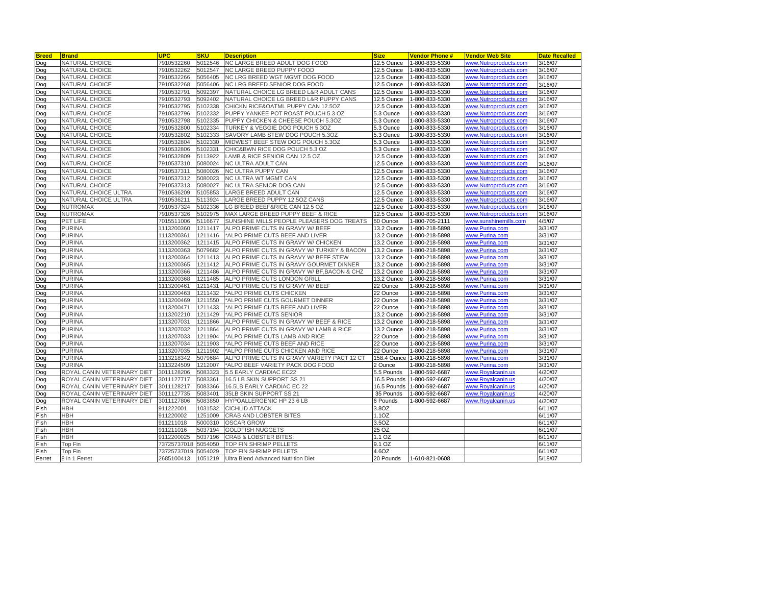| Breed | Brand | UPC | SKU | Description | Size | Vendor Phone # | Vendor Web Site | Date Recalled |
|---|---|---|---|---|---|---|---|---|
| Dog | NATURAL CHOICE | 7910532260 | 5012546 | NC LARGE BREED ADULT DOG FOOD | 12.5 Ounce | 1-800-833-5330 | www.Nutroproducts.com | 3/16/07 |
| Dog | NATURAL CHOICE | 7910532262 | 5012547 | NC LARGE BREED PUPPY FOOD | 12.5 Ounce | 1-800-833-5330 | www.Nutroproducts.com | 3/16/07 |
| Dog | NATURAL CHOICE | 7910532266 | 5056405 | NC LRG BREED WGT MGMT DOG FOOD | 12.5 Ounce | 1-800-833-5330 | www.Nutroproducts.com | 3/16/07 |
| Dog | NATURAL CHOICE | 7910532268 | 5056406 | NC LRG BREED SENIOR DOG FOOD | 12.5 Ounce | 1-800-833-5330 | www.Nutroproducts.com | 3/16/07 |
| Dog | NATURAL CHOICE | 7910532791 | 5092397 | NATURAL CHOICE LG BREED L&R ADULT CANS | 12.5 Ounce | 1-800-833-5330 | www.Nutroproducts.com | 3/16/07 |
| Dog | NATURAL CHOICE | 7910532793 | 5092402 | NATURAL CHOICE LG BREED L&R PUPPY CANS | 12.5 Ounce | 1-800-833-5330 | www.Nutroproducts.com | 3/16/07 |
| Dog | NATURAL CHOICE | 7910532795 | 5102338 | CHICKN RICE&OATML PUPPY CAN 12.5OZ | 12.5 Ounce | 1-800-833-5330 | www.Nutroproducts.com | 3/16/07 |
| Dog | NATURAL CHOICE | 7910532796 | 5102332 | PUPPY YANKEE POT ROAST POUCH 5.3 OZ | 5.3 Ounce | 1-800-833-5330 | www.Nutroproducts.com | 3/16/07 |
| Dog | NATURAL CHOICE | 7910532798 | 5102335 | PUPPY CHICKEN & CHEESE POUCH 5.3OZ | 5.3 Ounce | 1-800-833-5330 | www.Nutroproducts.com | 3/16/07 |
| Dog | NATURAL CHOICE | 7910532800 | 5102334 | TURKEY & VEGGIE DOG POUCH 5.3OZ | 5.3 Ounce | 1-800-833-5330 | www.Nutroproducts.com | 3/16/07 |
| Dog | NATURAL CHOICE | 7910532802 | 5102333 | SAVORY LAMB STEW DOG POUCH 5.3OZ | 5.3 Ounce | 1-800-833-5330 | www.Nutroproducts.com | 3/16/07 |
| Dog | NATURAL CHOICE | 7910532804 | 5102330 | MIDWEST BEEF STEW DOG POUCH 5.3OZ | 5.3 Ounce | 1-800-833-5330 | www.Nutroproducts.com | 3/16/07 |
| Dog | NATURAL CHOICE | 7910532806 | 5102331 | CHIC&BWN RICE DOG POUCH 5.3 OZ | 5.3 Ounce | 1-800-833-5330 | www.Nutroproducts.com | 3/16/07 |
| Dog | NATURAL CHOICE | 7910532809 | 5113922 | LAMB & RICE SENIOR CAN 12.5 OZ | 12.5 Ounce | 1-800-833-5330 | www.Nutroproducts.com | 3/16/07 |
| Dog | NATURAL CHOICE | 7910537310 | 5080024 | NC ULTRA ADULT CAN | 12.5 Ounce | 1-800-833-5330 | www.Nutroproducts.com | 3/16/07 |
| Dog | NATURAL CHOICE | 7910537311 | 5080026 | NC ULTRA PUPPY CAN | 12.5 Ounce | 1-800-833-5330 | www.Nutroproducts.com | 3/16/07 |
| Dog | NATURAL CHOICE | 7910537312 | 5080023 | NC ULTRA WT MGMT CAN | 12.5 Ounce | 1-800-833-5330 | www.Nutroproducts.com | 3/16/07 |
| Dog | NATURAL CHOICE | 7910537313 | 5080027 | NC ULTRA SENIOR DOG CAN | 12.5 Ounce | 1-800-833-5330 | www.Nutroproducts.com | 3/16/07 |
| Dog | NATURAL CHOICE ULTRA | 7910536209 | 5105853 | LARGE BREED ADULT CAN | 12.5 Ounce | 1-800-833-5330 | www.Nutroproducts.com | 3/16/07 |
| Dog | NATURAL CHOICE ULTRA | 7910536211 | 5113924 | LARGE BREED PUPPY 12.5OZ CANS | 12.5 Ounce | 1-800-833-5330 | www.Nutroproducts.com | 3/16/07 |
| Dog | NUTROMAX | 7910537324 | 5102336 | LG BREED BEEF&RICE CAN 12.5 OZ | 12.5 Ounce | 1-800-833-5330 | www.Nutroproducts.com | 3/16/07 |
| Dog | NUTROMAX | 7910537326 | 5102975 | MAX LARGE BREED PUPPY BEEF & RICE | 12.5 Ounce | 1-800-833-5330 | www.Nutroproducts.com | 3/16/07 |
| Dog | PET LIFE | 7015511006 | 5116677 | SUNSHINE MILLS PEOPLE PLEASERS DOG TREATS | 50 Ounce | 1-800-705-2111 | www.sunshinemills.com | 4/5/07 |
| Dog | PURINA | 1113200360 | 1211417 | ALPO PRIME CUTS IN GRAVY W/ BEEF | 13.2 Ounce | 1-800-218-5898 | www.Purina.com | 3/31/07 |
| Dog | PURINA | 1113200361 | 1211416 | *ALPO PRIME CUTS BEEF AND LIVER | 13.2 Ounce | 1-800-218-5898 | www.Purina.com | 3/31/07 |
| Dog | PURINA | 1113200362 | 1211415 | ALPO PRIME CUTS IN GRAVY W/ CHICKEN | 13.2 Ounce | 1-800-218-5898 | www.Purina.com | 3/31/07 |
| Dog | PURINA | 1113200363 | 5079682 | ALPO PRIME CUTS IN GRAVY W/ TURKEY & BACON | 13.2 Ounce | 1-800-218-5898 | www.Purina.com | 3/31/07 |
| Dog | PURINA | 1113200364 | 1211413 | ALPO PRIME CUTS IN GRAVY W/ BEEF STEW | 13.2 Ounce | 1-800-218-5898 | www.Purina.com | 3/31/07 |
| Dog | PURINA | 1113200365 | 1211412 | ALPO PRIME CUTS IN GRAVY GOURMET DINNER | 13.2 Ounce | 1-800-218-5898 | www.Purina.com | 3/31/07 |
| Dog | PURINA | 1113200366 | 1211486 | ALPO PRIME CUTS IN GRAVY W/ BF,BACON & CHZ | 13.2 Ounce | 1-800-218-5898 | www.Purina.com | 3/31/07 |
| Dog | PURINA | 1113200368 | 1211485 | ALPO PRIME CUTS LONDON GRILL | 13.2 Ounce | 1-800-218-5898 | www.Purina.com | 3/31/07 |
| Dog | PURINA | 1113200461 | 1211431 | ALPO PRIME CUTS IN GRAVY W/ BEEF | 22 Ounce | 1-800-218-5898 | www.Purina.com | 3/31/07 |
| Dog | PURINA | 1113200463 | 1211432 | *ALPO PRIME CUTS CHICKEN | 22 Ounce | 1-800-218-5898 | www.Purina.com | 3/31/07 |
| Dog | PURINA | 1113200469 | 1211550 | *ALPO PRIME CUTS GOURMET DINNER | 22 Ounce | 1-800-218-5898 | www.Purina.com | 3/31/07 |
| Dog | PURINA | 1113200471 | 1211433 | *ALPO PRIME CUTS BEEF AND LIVER | 22 Ounce | 1-800-218-5898 | www.Purina.com | 3/31/07 |
| Dog | PURINA | 1113202210 | 1211429 | *ALPO PRIME CUTS SENIOR | 13.2 Ounce | 1-800-218-5898 | www.Purina.com | 3/31/07 |
| Dog | PURINA | 1113207031 | 1211866 | ALPO PRIME CUTS IN GRAVY W/ BEEF & RICE | 13.2 Ounce | 1-800-218-5898 | www.Purina.com | 3/31/07 |
| Dog | PURINA | 1113207032 | 1211864 | ALPO PRIME CUTS IN GRAVY W/ LAMB & RICE | 13.2 Ounce | 1-800-218-5898 | www.Purina.com | 3/31/07 |
| Dog | PURINA | 1113207033 | 1211904 | *ALPO PRIME CUTS LAMB AND RICE | 22 Ounce | 1-800-218-5898 | www.Purina.com | 3/31/07 |
| Dog | PURINA | 1113207034 | 1211903 | *ALPO PRIME CUTS BEEF AND RICE | 22 Ounce | 1-800-218-5898 | www.Purina.com | 3/31/07 |
| Dog | PURINA | 1113207035 | 1211902 | *ALPO PRIME CUTS CHICKEN AND RICE | 22 Ounce | 1-800-218-5898 | www.Purina.com | 3/31/07 |
| Dog | PURINA | 1113218342 | 5079684 | ALPO PRIME CUTS IN GRAVY VARIETY PACT 12 CT | 158.4 Ounce | 1-800-218-5898 | www.Purina.com | 3/31/07 |
| Dog | PURINA | 1113224509 | 1212007 | *ALPO BEEF VARIETY PACK DOG FOOD | 2 Ounce | 1-800-218-5898 | www.Purina.com | 3/31/07 |
| Dog | ROYAL CANIN VETERINARY DIET | 3011128206 | 5083323 | 5.5 EARLY CARDIAC EC22 | 5.5 Pounds | 1-800-592-6687 | www.Royalcanin.us | 4/20/07 |
| Dog | ROYAL CANIN VETERINARY DIET | 3011127717 | 5083361 | 16.5 LB SKIN SUPPORT SS 21 | 16.5 Pounds | 1-800-592-6687 | www.Royalcanin.us | 4/20/07 |
| Dog | ROYAL CANIN VETERINARY DIET | 3011128217 | 5083366 | 16.5LB EARLY CARDIAC EC 22 | 16.5 Pounds | 1-800-592-6687 | www.Royalcanin.us | 4/20/07 |
| Dog | ROYAL CANIN VETERINARY DIET | 3011127735 | 5083401 | 35LB SKIN SUPPORT SS 21 | 35 Pounds | 1-800-592-6687 | www.Royalcanin.us | 4/20/07 |
| Dog | ROYAL CANIN VETERINARY DIET | 3011127806 | 5083850 | HYPOALLERGENIC HP 23 6 LB | 6 Pounds | 1-800-592-6687 | www.Royalcanin.us | 4/20/07 |
| Fish | HBH | 911222001 | 1031532 | CICHLID ATTACK | 3.8OZ | | | 6/11/07 |
| Fish | HBH | 911220002 | 1251009 | CRAB AND LOBSTER BITES | 1.1OZ | | | 6/11/07 |
| Fish | HBH | 911211018 | 5000310 | OSCAR GROW | 3.5OZ | | | 6/11/07 |
| Fish | HBH | 911211016 | 5037194 | GOLDFISH NUGGETS | 25 OZ | | | 6/11/07 |
| Fish | HBH | 9112200025 | 5037196 | CRAB & LOBSTER BITES: | 1.1 OZ | | | 6/11/07 |
| Fish | Top Fin | 73725737018 | 5054050 | TOP FIN SHRIMP PELLETS | 9.1 OZ | | | 6/11/07 |
| Fish | Top Fin | 73725737019 | 5054029 | TOP FIN SHRIMP PELLETS | 4.6OZ | | | 6/11/07 |
| Ferret | 8 in 1 Ferret | 2685100413 | 1051219 | Ultra Blend Advanced Nutrition Diet | 20 Pounds | 1-610-821-0608 | | 5/18/07 |